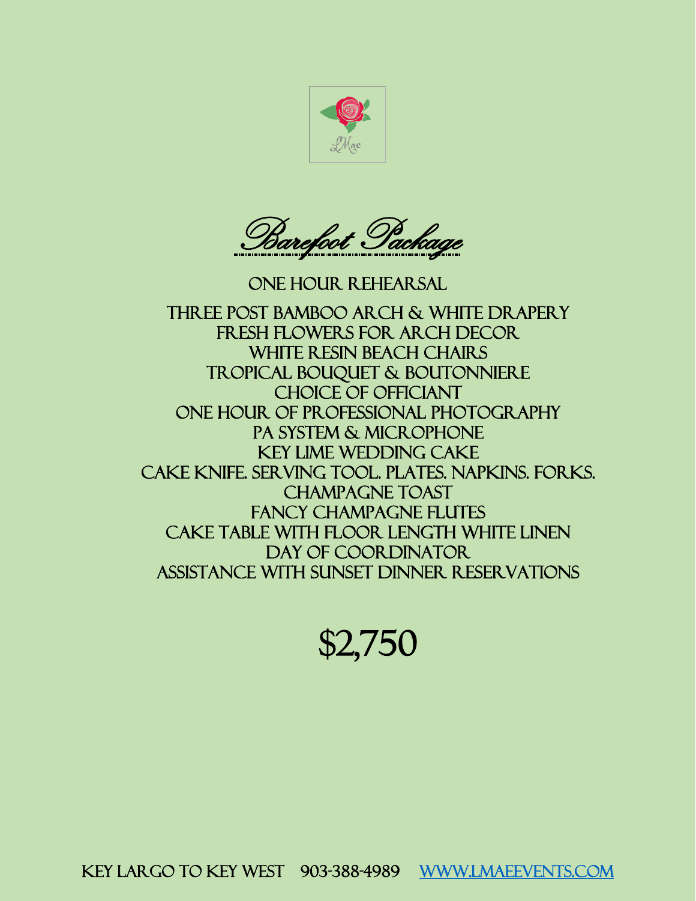# Barefoot Package

ONE HOUR REHEARSAL

THREE POST BAMBOO ARCH & WHITE DRAPERY
FRESH FLOWERS FOR ARCH DECOR
WHITE RESIN BEACH CHAIRS
TROPICAL BOUQUET & BOUTONNIERE
CHOICE OF OFFICIANT
ONE HOUR OF PROFESSIONAL PHOTOGRAPHY
PA SYSTEM & MICROPHONE
KEY LIME WEDDING CAKE
CAKE KNIFE. SERVING TOOL. PLATES. NAPKINS. FORKS.
CHAMPAGNE TOAST
FANCY CHAMPAGNE FLUTES
CAKE TABLE WITH FLOOR LENGTH WHITE LINEN
DAY OF COORDINATOR
ASSISTANCE WITH SUNSET DINNER RESERVATIONS

## $2,750

KEY LARGO TO KEY WEST 903-388-4989 WWW.LMAEEVENTS.COM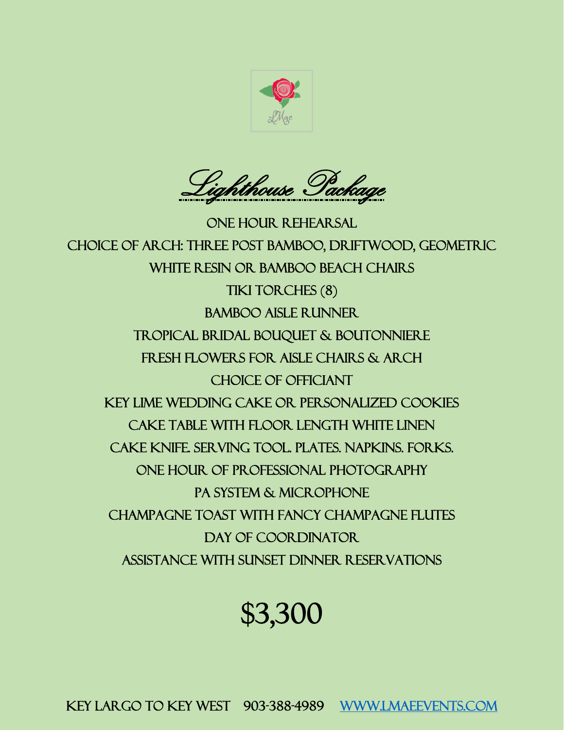# Lighthouse Package

ONE HOUR REHEARSAL
CHOICE OF ARCH: THREE POST BAMBOO, DRIFTWOOD, GEOMETRIC
WHITE RESIN OR BAMBOO BEACH CHAIRS
TIKI TORCHES (8)
BAMBOO AISLE RUNNER
TROPICAL BRIDAL BOUQUET & BOUTONNIERE
FRESH FLOWERS FOR AISLE CHAIRS & ARCH
CHOICE OF OFFICIANT
KEY LIME WEDDING CAKE OR PERSONALIZED COOKIES
CAKE TABLE WITH FLOOR LENGTH WHITE LINEN
CAKE KNIFE. SERVING TOOL. PLATES. NAPKINS. FORKS.
ONE HOUR OF PROFESSIONAL PHOTOGRAPHY
PA SYSTEM & MICROPHONE
CHAMPAGNE TOAST WITH FANCY CHAMPAGNE FLUTES
DAY OF COORDINATOR
ASSISTANCE WITH SUNSET DINNER RESERVATIONS

## $3,300

KEY LARGO TO KEY WEST 903-388-4989 [WWW.LMAEEVENTS.COM](http://www.lmaeevents.com)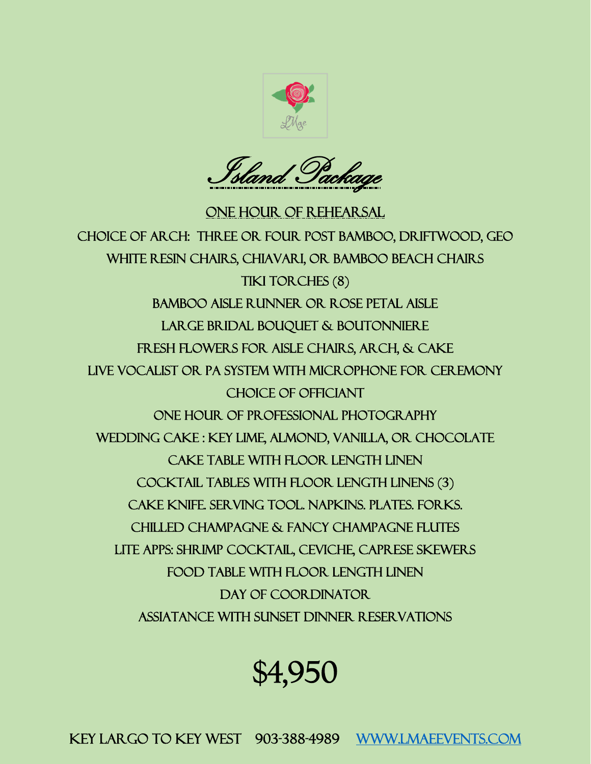LMae

# Island Package

ONE HOUR OF REHEARSAL

CHOICE OF ARCH: THREE OR FOUR POST BAMBOO, DRIFTWOOD, GEO

WHITE RESIN CHAIRS, CHIAVARI, OR BAMBOO BEACH CHAIRS

TIKI TORCHES (8)

BAMBOO AISLE RUNNER OR ROSE PETAL AISLE

LARGE BRIDAL BOUQUET & BOUTONNIERE

FRESH FLOWERS FOR AISLE CHAIRS, ARCH, & CAKE

LIVE VOCALIST OR PA SYSTEM WITH MICROPHONE FOR CEREMONY

CHOICE OF OFFICIANT

ONE HOUR OF PROFESSIONAL PHOTOGRAPHY

WEDDING CAKE : KEY LIME, ALMOND, VANILLA, OR CHOCOLATE

CAKE TABLE WITH FLOOR LENGTH LINEN

COCKTAIL TABLES WITH FLOOR LENGTH LINENS (3)

CAKE KNIFE. SERVING TOOL. NAPKINS. PLATES. FORKS.

CHILLED CHAMPAGNE & FANCY CHAMPAGNE FLUTES

LITE APPS: SHRIMP COCKTAIL, CEVICHE, CAPRESE SKEWERS

FOOD TABLE WITH FLOOR LENGTH LINEN

DAY OF COORDINATOR

ASSIATANCE WITH SUNSET DINNER RESERVATIONS

## $4,950

KEY LARGO TO KEY WEST 903-388-4989 [WWW.LMAEEVENTS.COM](http://www.lmaeevents.com)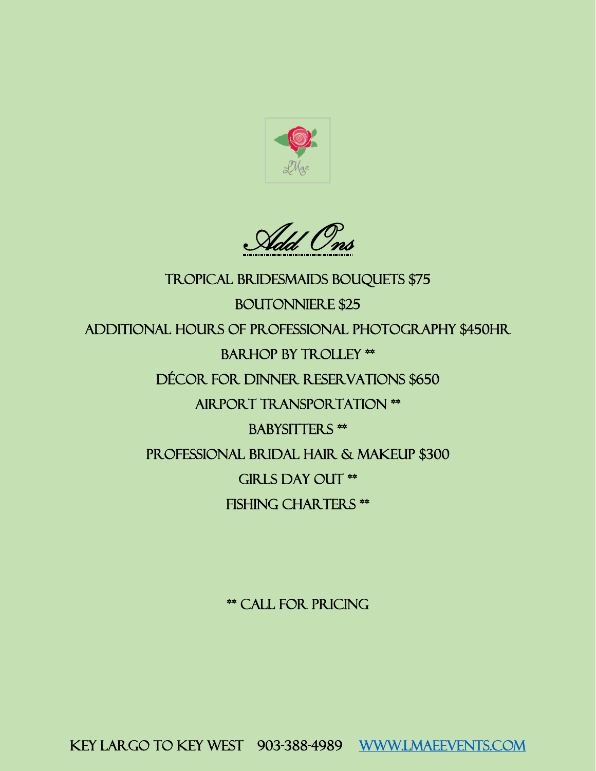# Add Ons

Tropical Bridesmaids Bouquets $75

Boutonniere $25

Additional hours of Professional Photography $450hr

Barhop by Trolley **

Décor for Dinner Reservations $650

Airport Transportation **

Babysitters **

Professional Bridal Hair & Makeup $300

Girls Day Out **

Fishing Charters **

** Call for pricing

Key Largo to Key West 903-388-4989 [www.lmaeevents.com](http://www.lmaeevents.com)